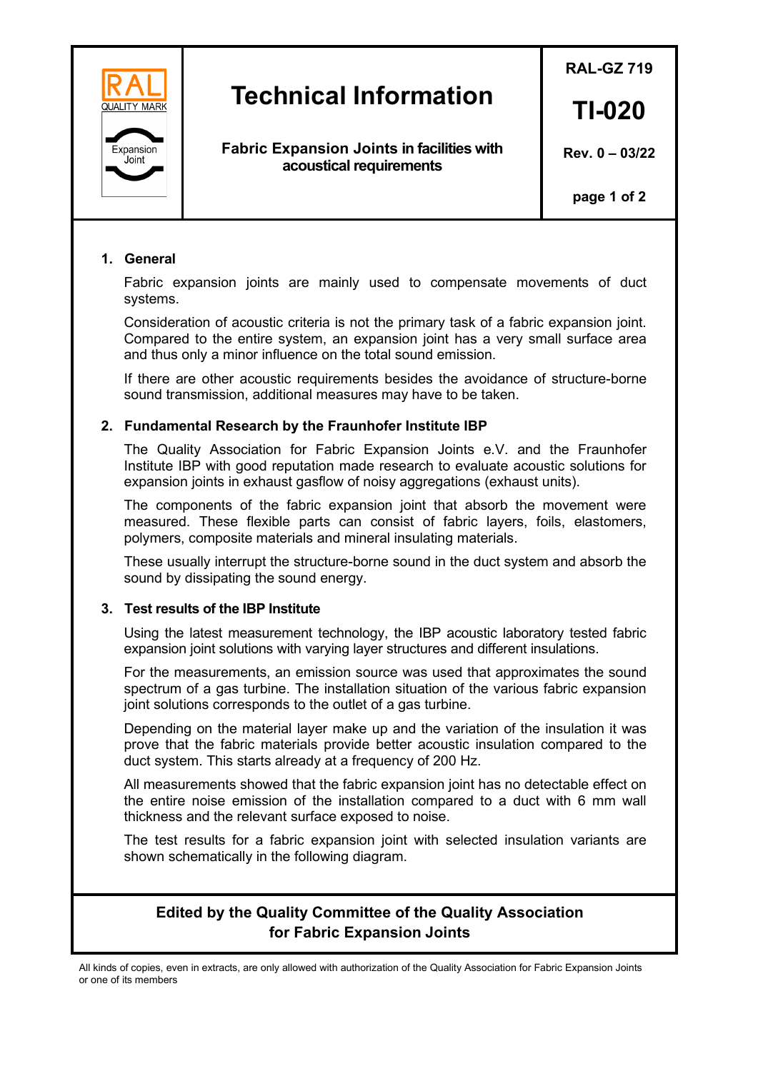RAL QUALITY MARK

Expansion Joint

# Technical Information

**Fabric Expansion Joints in facilities with acoustical requirements**

**RAL-GZ 719**

**TI-020**

**Rev. 0 – 03/22**

## 1. General

Fabric expansion joints are mainly used to compensate movements of duct systems.

Consideration of acoustic criteria is not the primary task of a fabric expansion joint. Compared to the entire system, an expansion joint has a very small surface area and thus only a minor influence on the total sound emission.

If there are other acoustic requirements besides the avoidance of structure-borne sound transmission, additional measures may have to be taken.

## 2. Fundamental Research by the Fraunhofer Institute IBP

The Quality Association for Fabric Expansion Joints e.V. and the Fraunhofer Institute IBP with good reputation made research to evaluate acoustic solutions for expansion joints in exhaust gasflow of noisy aggregations (exhaust units).

The components of the fabric expansion joint that absorb the movement were measured. These flexible parts can consist of fabric layers, foils, elastomers, polymers, composite materials and mineral insulating materials.

These usually interrupt the structure-borne sound in the duct system and absorb the sound by dissipating the sound energy.

## 3. Test results of the IBP Institute

Using the latest measurement technology, the IBP acoustic laboratory tested fabric expansion joint solutions with varying layer structures and different insulations.

For the measurements, an emission source was used that approximates the sound spectrum of a gas turbine. The installation situation of the various fabric expansion joint solutions corresponds to the outlet of a gas turbine.

Depending on the material layer make up and the variation of the insulation it was prove that the fabric materials provide better acoustic insulation compared to the duct system. This starts already at a frequency of 200 Hz.

All measurements showed that the fabric expansion joint has no detectable effect on the entire noise emission of the installation compared to a duct with 6 mm wall thickness and the relevant surface exposed to noise.

The test results for a fabric expansion joint with selected insulation variants are shown schematically in the following diagram.

**Edited by the Quality Committee of the Quality Association for Fabric Expansion Joints**

All kinds of copies, even in extracts, are only allowed with authorization of the Quality Association for Fabric Expansion Joints or one of its members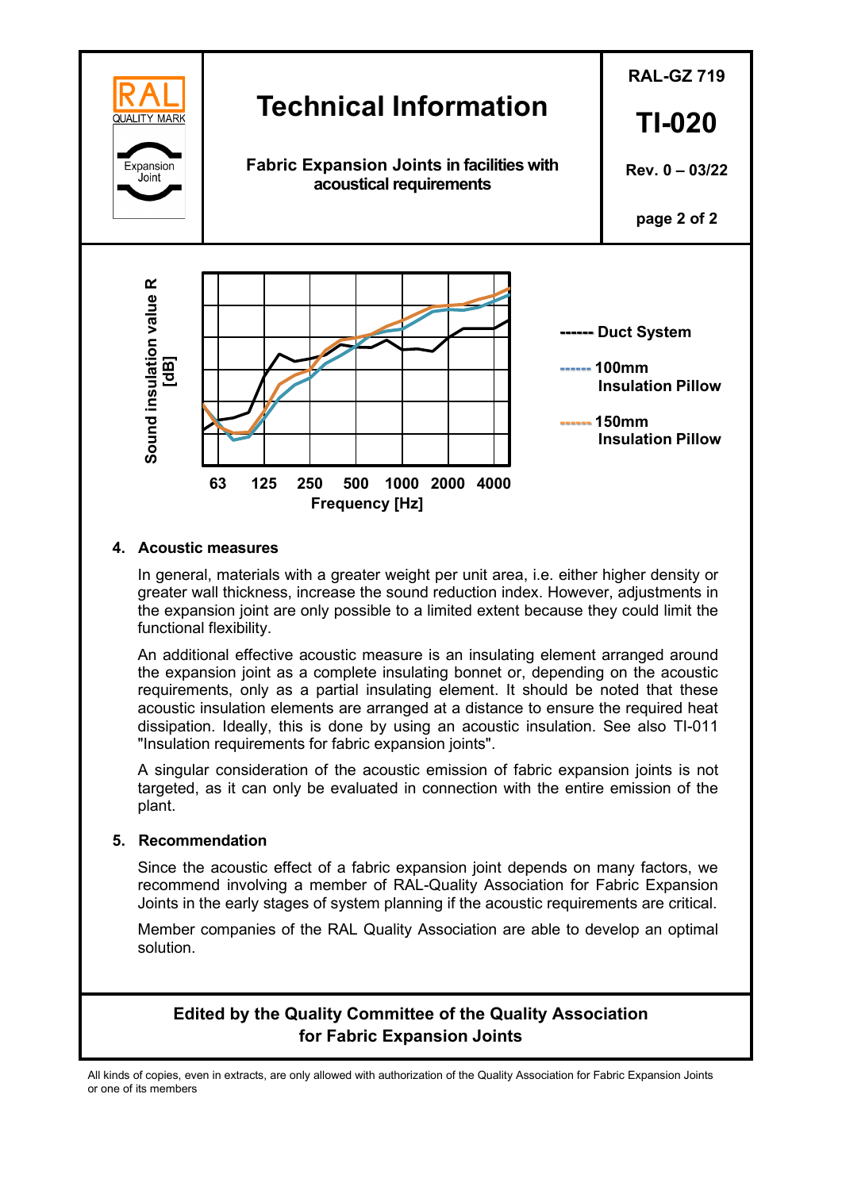Sound insulation value R [dB]

63 125 250 500 1000 2000 4000

Frequency [Hz]

Duct System

100mm Insulation Pillow

150mm Insulation Pillow

## 4. Acoustic measures

In general, materials with a greater weight per unit area, i.e. either higher density or greater wall thickness, increase the sound reduction index. However, adjustments in the expansion joint are only possible to a limited extent because they could limit the functional flexibility.

An additional effective acoustic measure is an insulating element arranged around the expansion joint as a complete insulating bonnet or, depending on the acoustic requirements, only as a partial insulating element. It should be noted that these acoustic insulation elements are arranged at a distance to ensure the required heat dissipation. Ideally, this is done by using an acoustic insulation. See also TI-011 "Insulation requirements for fabric expansion joints".

A singular consideration of the acoustic emission of fabric expansion joints is not targeted, as it can only be evaluated in connection with the entire emission of the plant.

## 5. Recommendation

Since the acoustic effect of a fabric expansion joint depends on many factors, we recommend involving a member of RAL-Quality Association for Fabric Expansion Joints in the early stages of system planning if the acoustic requirements are critical.

Member companies of the RAL Quality Association are able to develop an optimal solution.

**Edited by the Quality Committee of the Quality Association for Fabric Expansion Joints**

All kinds of copies, even in extracts, are only allowed with authorization of the Quality Association for Fabric Expansion Joints or one of its members